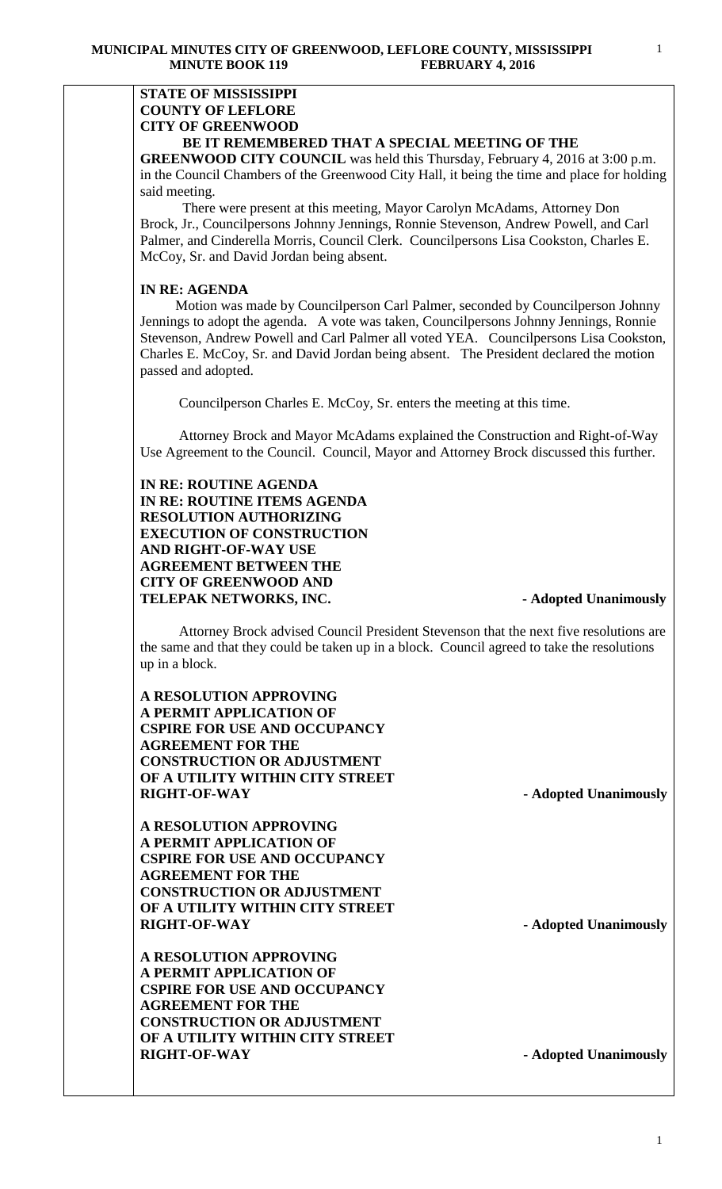**STATE OF MISSISSIPPI**
**COUNTY OF LEFLORE**
**CITY OF GREENWOOD**

**BE IT REMEMBERED THAT A SPECIAL MEETING OF THE GREENWOOD CITY COUNCIL** was held this Thursday, February 4, 2016 at 3:00 p.m. in the Council Chambers of the Greenwood City Hall, it being the time and place for holding said meeting.

There were present at this meeting, Mayor Carolyn McAdams, Attorney Don Brock, Jr., Councilpersons Johnny Jennings, Ronnie Stevenson, Andrew Powell, and Carl Palmer, and Cinderella Morris, Council Clerk. Councilpersons Lisa Cookston, Charles E. McCoy, Sr. and David Jordan being absent.

**IN RE: AGENDA**

Motion was made by Councilperson Carl Palmer, seconded by Councilperson Johnny Jennings to adopt the agenda. A vote was taken, Councilpersons Johnny Jennings, Ronnie Stevenson, Andrew Powell and Carl Palmer all voted YEA. Councilpersons Lisa Cookston, Charles E. McCoy, Sr. and David Jordan being absent. The President declared the motion passed and adopted.

Councilperson Charles E. McCoy, Sr. enters the meeting at this time.

Attorney Brock and Mayor McAdams explained the Construction and Right-of-Way Use Agreement to the Council. Council, Mayor and Attorney Brock discussed this further.

**IN RE: ROUTINE AGENDA**
**IN RE: ROUTINE ITEMS AGENDA**
**RESOLUTION AUTHORIZING EXECUTION OF CONSTRUCTION AND RIGHT-OF-WAY USE AGREEMENT BETWEEN THE CITY OF GREENWOOD AND TELEPAK NETWORKS, INC.** **- Adopted Unanimously**

Attorney Brock advised Council President Stevenson that the next five resolutions are the same and that they could be taken up in a block. Council agreed to take the resolutions up in a block.

**A RESOLUTION APPROVING A PERMIT APPLICATION OF CSPIRE FOR USE AND OCCUPANCY AGREEMENT FOR THE CONSTRUCTION OR ADJUSTMENT OF A UTILITY WITHIN CITY STREET RIGHT-OF-WAY** **- Adopted Unanimously**

**A RESOLUTION APPROVING A PERMIT APPLICATION OF CSPIRE FOR USE AND OCCUPANCY AGREEMENT FOR THE CONSTRUCTION OR ADJUSTMENT OF A UTILITY WITHIN CITY STREET RIGHT-OF-WAY** **- Adopted Unanimously**

**A RESOLUTION APPROVING A PERMIT APPLICATION OF CSPIRE FOR USE AND OCCUPANCY AGREEMENT FOR THE CONSTRUCTION OR ADJUSTMENT OF A UTILITY WITHIN CITY STREET RIGHT-OF-WAY** **- Adopted Unanimously**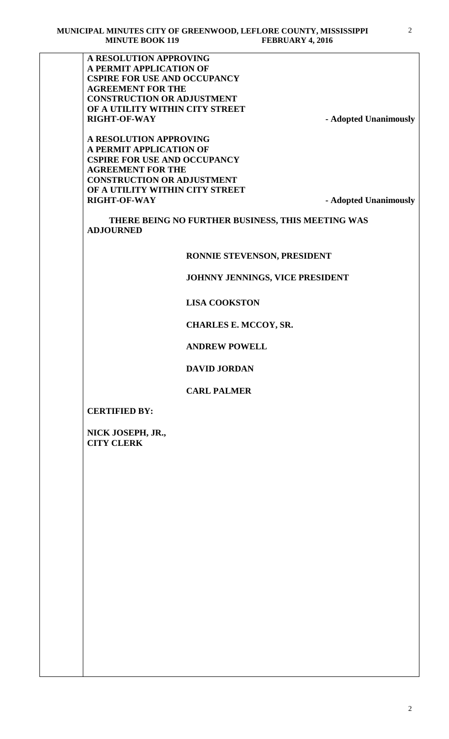**A RESOLUTION APPROVING A PERMIT APPLICATION OF CSPIRE FOR USE AND OCCUPANCY AGREEMENT FOR THE CONSTRUCTION OR ADJUSTMENT OF A UTILITY WITHIN CITY STREET RIGHT-OF-WAY** **- Adopted Unanimously**

**A RESOLUTION APPROVING A PERMIT APPLICATION OF CSPIRE FOR USE AND OCCUPANCY AGREEMENT FOR THE CONSTRUCTION OR ADJUSTMENT OF A UTILITY WITHIN CITY STREET RIGHT-OF-WAY** **- Adopted Unanimously**

**THERE BEING NO FURTHER BUSINESS, THIS MEETING WAS ADJOURNED**

**RONNIE STEVENSON, PRESIDENT**

**JOHNNY JENNINGS, VICE PRESIDENT**

**LISA COOKSTON**

**CHARLES E. MCCOY, SR.**

**ANDREW POWELL**

**DAVID JORDAN**

**CARL PALMER**

**CERTIFIED BY:**

**NICK JOSEPH, JR.,**
**CITY CLERK**